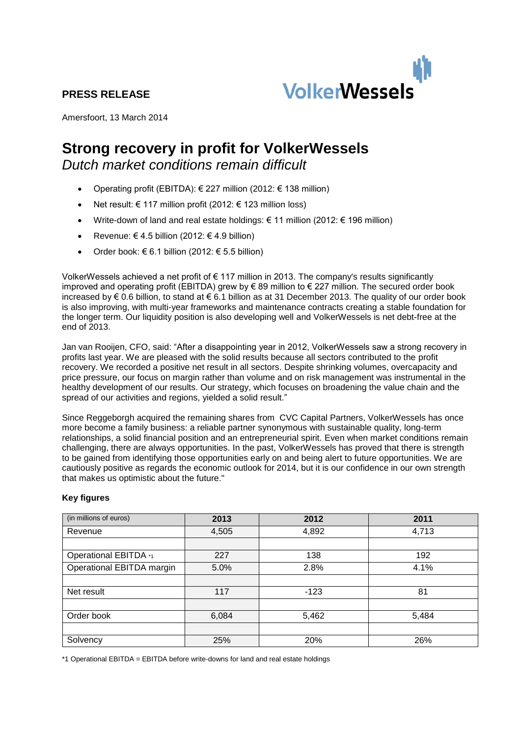**PRESS RELEASE**

Amersfoort, 13 March 2014

# Strong recovery in profit for VolkerWessels

## *Dutch market conditions remain difficult*

- Operating profit (EBITDA): € 227 million (2012: € 138 million)
- Net result: € 117 million profit (2012: € 123 million loss)
- Write-down of land and real estate holdings: € 11 million (2012: € 196 million)
- Revenue: € 4.5 billion (2012: € 4.9 billion)
- Order book: € 6.1 billion (2012: € 5.5 billion)

VolkerWessels achieved a net profit of € 117 million in 2013. The company's results significantly improved and operating profit (EBITDA) grew by € 89 million to € 227 million. The secured order book increased by € 0.6 billion, to stand at € 6.1 billion as at 31 December 2013. The quality of our order book is also improving, with multi-year frameworks and maintenance contracts creating a stable foundation for the longer term. Our liquidity position is also developing well and VolkerWessels is net debt-free at the end of 2013.

Jan van Rooijen, CFO, said: "After a disappointing year in 2012, VolkerWessels saw a strong recovery in profits last year. We are pleased with the solid results because all sectors contributed to the profit recovery. We recorded a positive net result in all sectors. Despite shrinking volumes, overcapacity and price pressure, our focus on margin rather than volume and on risk management was instrumental in the healthy development of our results. Our strategy, which focuses on broadening the value chain and the spread of our activities and regions, yielded a solid result."

Since Reggeborgh acquired the remaining shares from CVC Capital Partners, VolkerWessels has once more become a family business: a reliable partner synonymous with sustainable quality, long-term relationships, a solid financial position and an entrepreneurial spirit. Even when market conditions remain challenging, there are always opportunities. In the past, VolkerWessels has proved that there is strength to be gained from identifying those opportunities early on and being alert to future opportunities. We are cautiously positive as regards the economic outlook for 2014, but it is our confidence in our own strength that makes us optimistic about the future."

**Key figures**

| (in millions of euros) | 2013 | 2012 | 2011 |
|---|---|---|---|
| Revenue | 4,505 | 4,892 | 4,713 |
| | | | |
| Operational EBITDA *1 | 227 | 138 | 192 |
| Operational EBITDA margin | 5.0% | 2.8% | 4.1% |
| | | | |
| Net result | 117 | -123 | 81 |
| | | | |
| Order book | 6,084 | 5,462 | 5,484 |
| | | | |
| Solvency | 25% | 20% | 26% |

*1 Operational EBITDA = EBITDA before write-downs for land and real estate holdings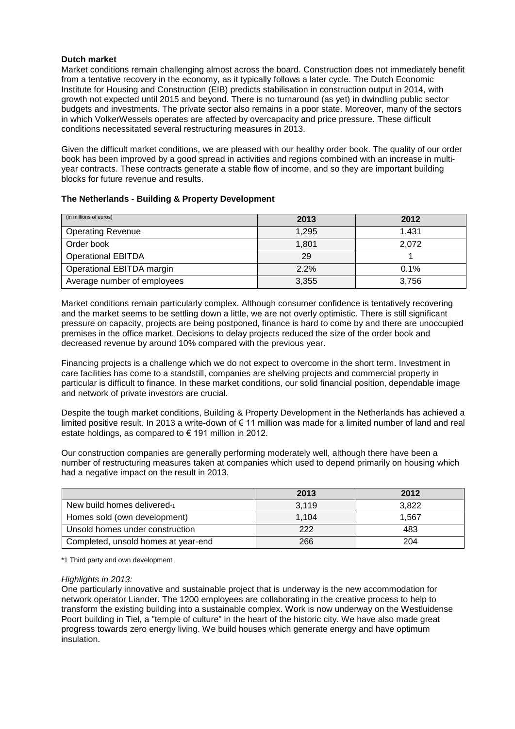**Dutch market**

Market conditions remain challenging almost across the board. Construction does not immediately benefit from a tentative recovery in the economy, as it typically follows a later cycle. The Dutch Economic Institute for Housing and Construction (EIB) predicts stabilisation in construction output in 2014, with growth not expected until 2015 and beyond. There is no turnaround (as yet) in dwindling public sector budgets and investments. The private sector also remains in a poor state. Moreover, many of the sectors in which VolkerWessels operates are affected by overcapacity and price pressure. These difficult conditions necessitated several restructuring measures in 2013.

Given the difficult market conditions, we are pleased with our healthy order book. The quality of our order book has been improved by a good spread in activities and regions combined with an increase in multi-year contracts. These contracts generate a stable flow of income, and so they are important building blocks for future revenue and results.

**The Netherlands - Building & Property Development**

| (in millions of euros) | 2013 | 2012 |
| --- | --- | --- |
| Operating Revenue | 1,295 | 1,431 |
| Order book | 1,801 | 2,072 |
| Operational EBITDA | 29 | 1 |
| Operational EBITDA margin | 2.2% | 0.1% |
| Average number of employees | 3,355 | 3,756 |

Market conditions remain particularly complex. Although consumer confidence is tentatively recovering and the market seems to be settling down a little, we are not overly optimistic. There is still significant pressure on capacity, projects are being postponed, finance is hard to come by and there are unoccupied premises in the office market. Decisions to delay projects reduced the size of the order book and decreased revenue by around 10% compared with the previous year.

Financing projects is a challenge which we do not expect to overcome in the short term. Investment in care facilities has come to a standstill, companies are shelving projects and commercial property in particular is difficult to finance. In these market conditions, our solid financial position, dependable image and network of private investors are crucial.

Despite the tough market conditions, Building & Property Development in the Netherlands has achieved a limited positive result. In 2013 a write-down of € 11 million was made for a limited number of land and real estate holdings, as compared to € 191 million in 2012.

Our construction companies are generally performing moderately well, although there have been a number of restructuring measures taken at companies which used to depend primarily on housing which had a negative impact on the result in 2013.

| | 2013 | 2012 |
| --- | --- | --- |
| New build homes delivered*1 | 3,119 | 3,822 |
| Homes sold (own development) | 1,104 | 1,567 |
| Unsold homes under construction | 222 | 483 |
| Completed, unsold homes at year-end | 266 | 204 |

*1 Third party and own development

*Highlights in 2013:*

One particularly innovative and sustainable project that is underway is the new accommodation for network operator Liander. The 1200 employees are collaborating in the creative process to help to transform the existing building into a sustainable complex. Work is now underway on the Westluidense Poort building in Tiel, a "temple of culture" in the heart of the historic city. We have also made great progress towards zero energy living. We build houses which generate energy and have optimum insulation.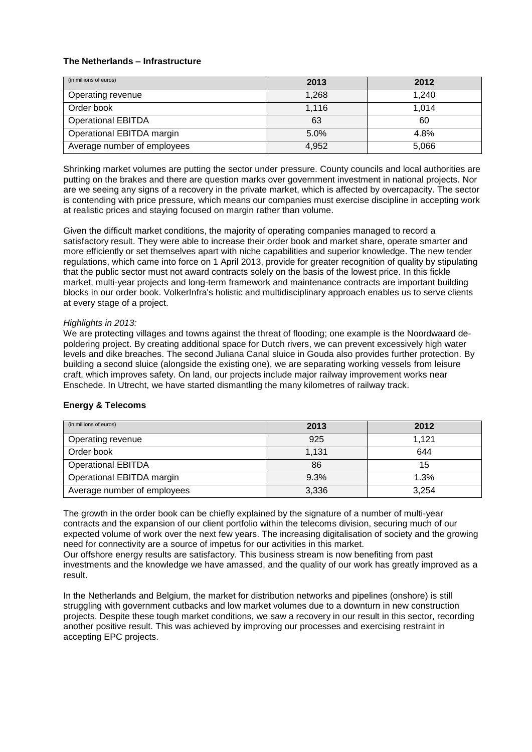**The Netherlands – Infrastructure**

| (in millions of euros) | 2013 | 2012 |
|---|---|---|
| Operating revenue | 1,268 | 1,240 |
| Order book | 1,116 | 1,014 |
| Operational EBITDA | 63 | 60 |
| Operational EBITDA margin | 5.0% | 4.8% |
| Average number of employees | 4,952 | 5,066 |

Shrinking market volumes are putting the sector under pressure. County councils and local authorities are putting on the brakes and there are question marks over government investment in national projects. Nor are we seeing any signs of a recovery in the private market, which is affected by overcapacity. The sector is contending with price pressure, which means our companies must exercise discipline in accepting work at realistic prices and staying focused on margin rather than volume.

Given the difficult market conditions, the majority of operating companies managed to record a satisfactory result. They were able to increase their order book and market share, operate smarter and more efficiently or set themselves apart with niche capabilities and superior knowledge. The new tender regulations, which came into force on 1 April 2013, provide for greater recognition of quality by stipulating that the public sector must not award contracts solely on the basis of the lowest price. In this fickle market, multi-year projects and long-term framework and maintenance contracts are important building blocks in our order book. VolkerInfra's holistic and multidisciplinary approach enables us to serve clients at every stage of a project.

*Highlights in 2013:*
We are protecting villages and towns against the threat of flooding; one example is the Noordwaard de-poldering project. By creating additional space for Dutch rivers, we can prevent excessively high water levels and dike breaches. The second Juliana Canal sluice in Gouda also provides further protection. By building a second sluice (alongside the existing one), we are separating working vessels from leisure craft, which improves safety. On land, our projects include major railway improvement works near Enschede. In Utrecht, we have started dismantling the many kilometres of railway track.

**Energy & Telecoms**

| (in millions of euros) | 2013 | 2012 |
|---|---|---|
| Operating revenue | 925 | 1,121 |
| Order book | 1,131 | 644 |
| Operational EBITDA | 86 | 15 |
| Operational EBITDA margin | 9.3% | 1.3% |
| Average number of employees | 3,336 | 3,254 |

The growth in the order book can be chiefly explained by the signature of a number of multi-year contracts and the expansion of our client portfolio within the telecoms division, securing much of our expected volume of work over the next few years. The increasing digitalisation of society and the growing need for connectivity are a source of impetus for our activities in this market.
Our offshore energy results are satisfactory. This business stream is now benefiting from past investments and the knowledge we have amassed, and the quality of our work has greatly improved as a result.

In the Netherlands and Belgium, the market for distribution networks and pipelines (onshore) is still struggling with government cutbacks and low market volumes due to a downturn in new construction projects. Despite these tough market conditions, we saw a recovery in our result in this sector, recording another positive result. This was achieved by improving our processes and exercising restraint in accepting EPC projects.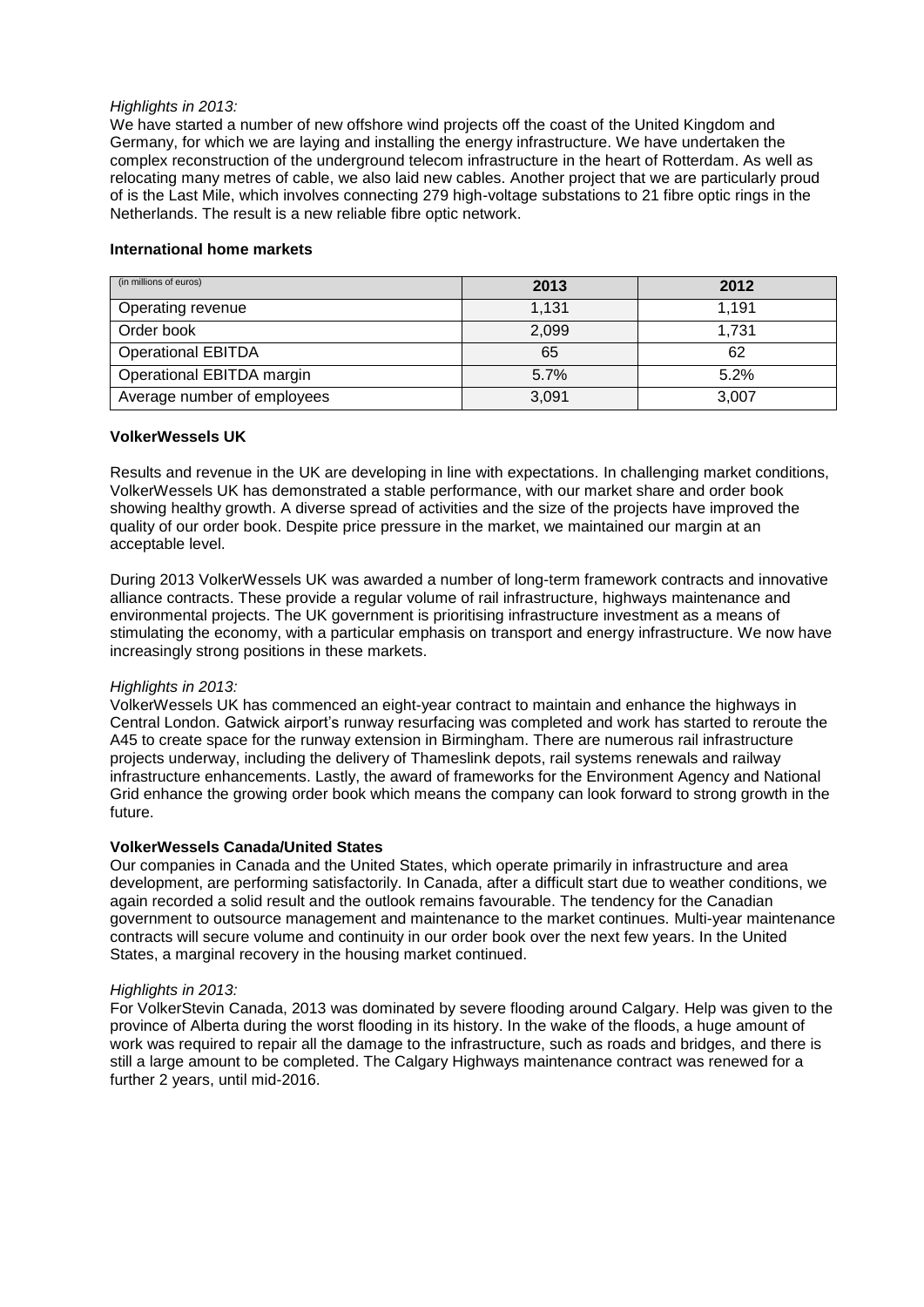*Highlights in 2013:*
We have started a number of new offshore wind projects off the coast of the United Kingdom and Germany, for which we are laying and installing the energy infrastructure. We have undertaken the complex reconstruction of the underground telecom infrastructure in the heart of Rotterdam. As well as relocating many metres of cable, we also laid new cables. Another project that we are particularly proud of is the Last Mile, which involves connecting 279 high-voltage substations to 21 fibre optic rings in the Netherlands. The result is a new reliable fibre optic network.

**International home markets**

| (in millions of euros) | 2013 | 2012 |
|---|---|---|
| Operating revenue | 1,131 | 1,191 |
| Order book | 2,099 | 1,731 |
| Operational EBITDA | 65 | 62 |
| Operational EBITDA margin | 5.7% | 5.2% |
| Average number of employees | 3,091 | 3,007 |

**VolkerWessels UK**

Results and revenue in the UK are developing in line with expectations. In challenging market conditions, VolkerWessels UK has demonstrated a stable performance, with our market share and order book showing healthy growth. A diverse spread of activities and the size of the projects have improved the quality of our order book. Despite price pressure in the market, we maintained our margin at an acceptable level.

During 2013 VolkerWessels UK was awarded a number of long-term framework contracts and innovative alliance contracts. These provide a regular volume of rail infrastructure, highways maintenance and environmental projects. The UK government is prioritising infrastructure investment as a means of stimulating the economy, with a particular emphasis on transport and energy infrastructure. We now have increasingly strong positions in these markets.

*Highlights in 2013:*
VolkerWessels UK has commenced an eight-year contract to maintain and enhance the highways in Central London. Gatwick airport's runway resurfacing was completed and work has started to reroute the A45 to create space for the runway extension in Birmingham. There are numerous rail infrastructure projects underway, including the delivery of Thameslink depots, rail systems renewals and railway infrastructure enhancements. Lastly, the award of frameworks for the Environment Agency and National Grid enhance the growing order book which means the company can look forward to strong growth in the future.

**VolkerWessels Canada/United States**
Our companies in Canada and the United States, which operate primarily in infrastructure and area development, are performing satisfactorily. In Canada, after a difficult start due to weather conditions, we again recorded a solid result and the outlook remains favourable. The tendency for the Canadian government to outsource management and maintenance to the market continues. Multi-year maintenance contracts will secure volume and continuity in our order book over the next few years. In the United States, a marginal recovery in the housing market continued.

*Highlights in 2013:*
For VolkerStevin Canada, 2013 was dominated by severe flooding around Calgary. Help was given to the province of Alberta during the worst flooding in its history. In the wake of the floods, a huge amount of work was required to repair all the damage to the infrastructure, such as roads and bridges, and there is still a large amount to be completed. The Calgary Highways maintenance contract was renewed for a further 2 years, until mid-2016.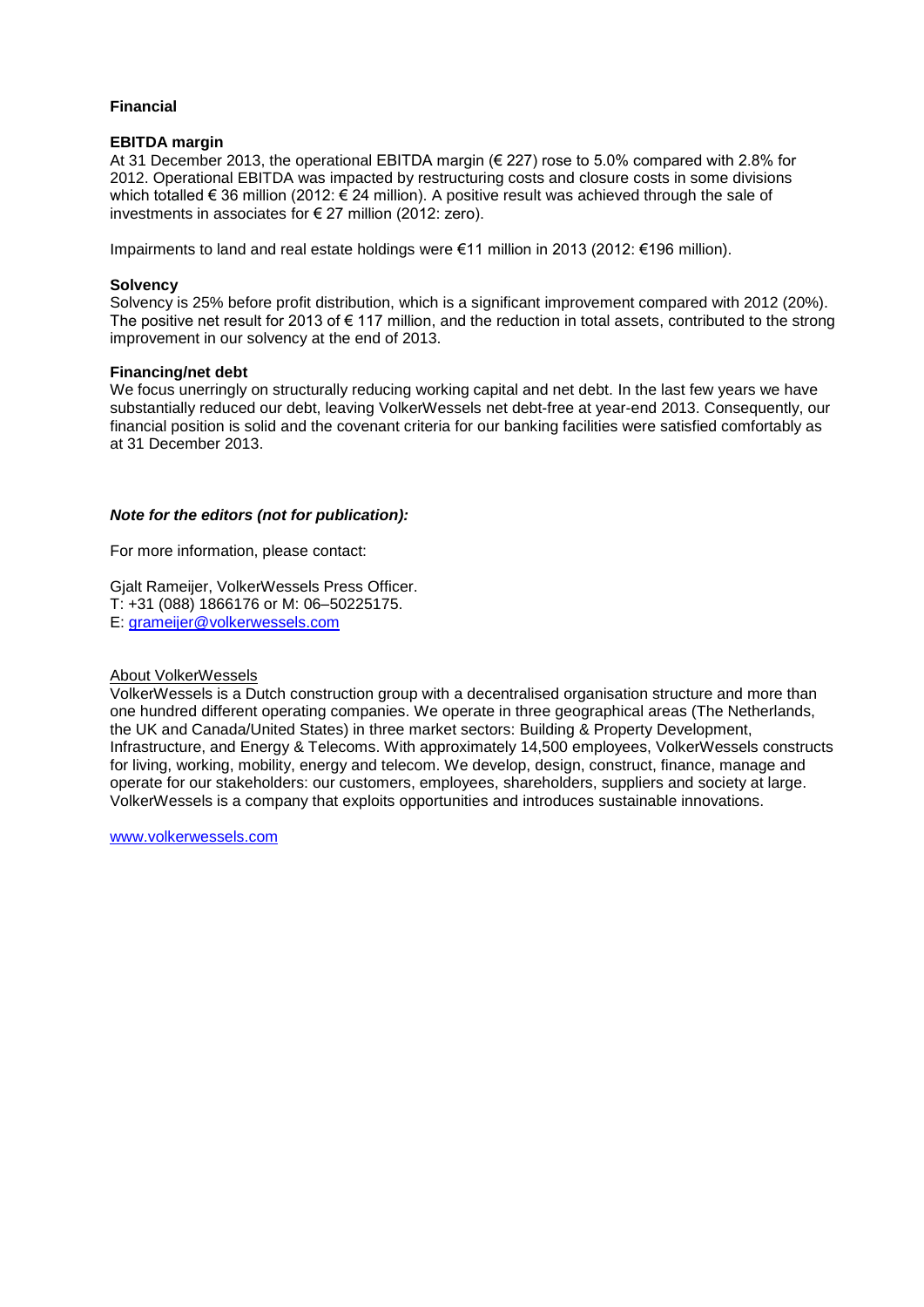## Financial

### EBITDA margin

At 31 December 2013, the operational EBITDA margin (€ 227) rose to 5.0% compared with 2.8% for 2012. Operational EBITDA was impacted by restructuring costs and closure costs in some divisions which totalled € 36 million (2012: € 24 million). A positive result was achieved through the sale of investments in associates for € 27 million (2012: zero).

Impairments to land and real estate holdings were €11 million in 2013 (2012: €196 million).

### Solvency

Solvency is 25% before profit distribution, which is a significant improvement compared with 2012 (20%). The positive net result for 2013 of € 117 million, and the reduction in total assets, contributed to the strong improvement in our solvency at the end of 2013.

### Financing/net debt

We focus unerringly on structurally reducing working capital and net debt. In the last few years we have substantially reduced our debt, leaving VolkerWessels net debt-free at year-end 2013. Consequently, our financial position is solid and the covenant criteria for our banking facilities were satisfied comfortably as at 31 December 2013.

***Note for the editors (not for publication):***

For more information, please contact:

Gjalt Rameijer, VolkerWessels Press Officer.
T: +31 (088) 1866176 or M: 06–50225175.
E: grameijer@volkerwessels.com

About VolkerWessels

VolkerWessels is a Dutch construction group with a decentralised organisation structure and more than one hundred different operating companies. We operate in three geographical areas (The Netherlands, the UK and Canada/United States) in three market sectors: Building & Property Development, Infrastructure, and Energy & Telecoms. With approximately 14,500 employees, VolkerWessels constructs for living, working, mobility, energy and telecom. We develop, design, construct, finance, manage and operate for our stakeholders: our customers, employees, shareholders, suppliers and society at large. VolkerWessels is a company that exploits opportunities and introduces sustainable innovations.

www.volkerwessels.com